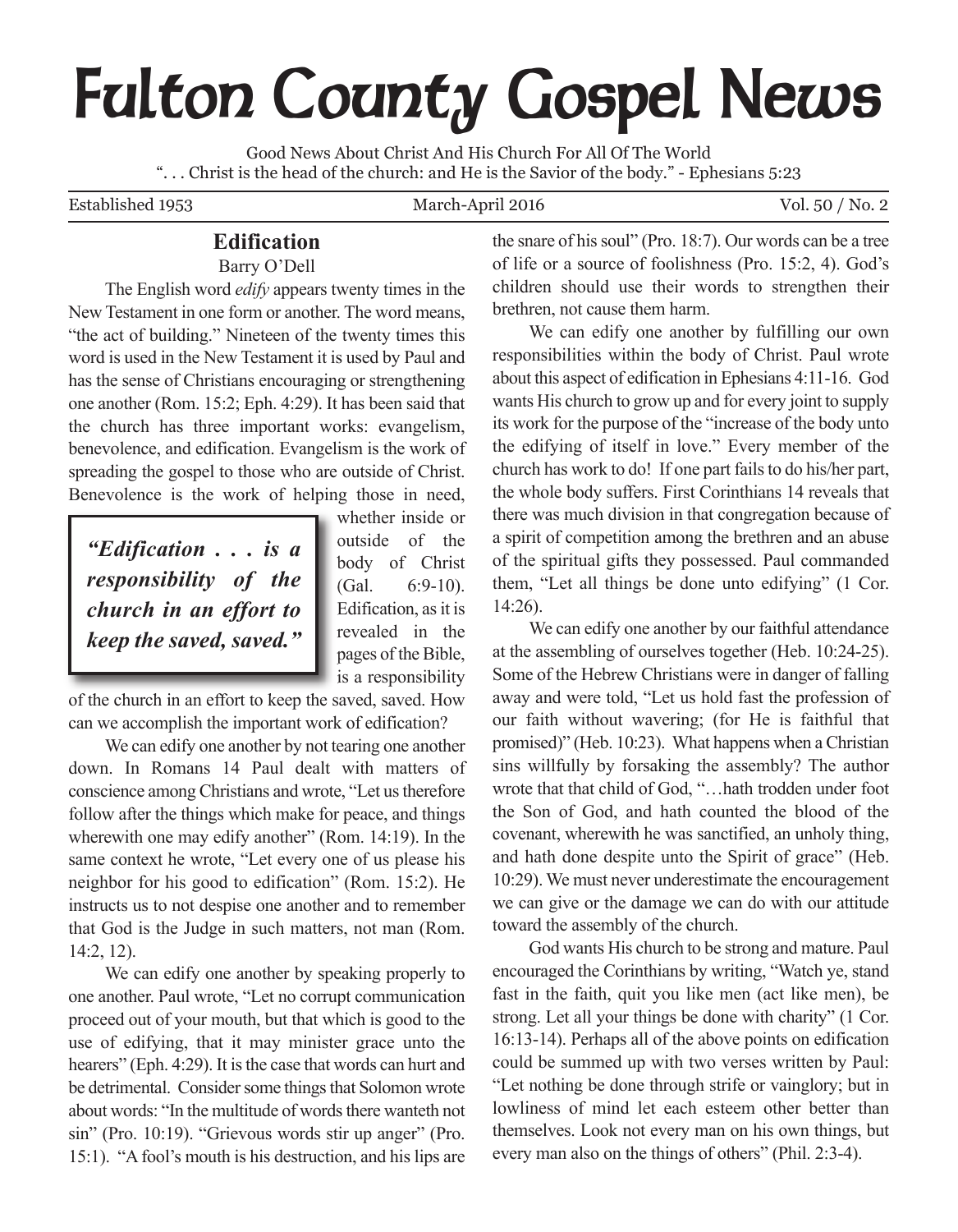# Fulton County Gospel News

Good News About Christ And His Church For All Of The World
". . . Christ is the head of the church: and He is the Savior of the body." - Ephesians 5:23

Established 1953 | March-April 2016 | Vol. 50 / No. 2

## Edification

Barry O'Dell

The English word *edify* appears twenty times in the New Testament in one form or another. The word means, "the act of building." Nineteen of the twenty times this word is used in the New Testament it is used by Paul and has the sense of Christians encouraging or strengthening one another (Rom. 15:2; Eph. 4:29). It has been said that the church has three important works: evangelism, benevolence, and edification. Evangelism is the work of spreading the gospel to those who are outside of Christ. Benevolence is the work of helping those in need, whether inside or outside of the body of Christ (Gal. 6:9-10). Edification, as it is revealed in the pages of the Bible, is a responsibility of the church in an effort to keep the saved, saved. How can we accomplish the important work of edification?

> ***"Edification . . . is a responsibility of the church in an effort to keep the saved, saved."***

We can edify one another by not tearing one another down. In Romans 14 Paul dealt with matters of conscience among Christians and wrote, "Let us therefore follow after the things which make for peace, and things wherewith one may edify another" (Rom. 14:19). In the same context he wrote, "Let every one of us please his neighbor for his good to edification" (Rom. 15:2). He instructs us to not despise one another and to remember that God is the Judge in such matters, not man (Rom. 14:2, 12).

We can edify one another by speaking properly to one another. Paul wrote, "Let no corrupt communication proceed out of your mouth, but that which is good to the use of edifying, that it may minister grace unto the hearers" (Eph. 4:29). It is the case that words can hurt and be detrimental. Consider some things that Solomon wrote about words: "In the multitude of words there wanteth not sin" (Pro. 10:19). "Grievous words stir up anger" (Pro. 15:1). "A fool's mouth is his destruction, and his lips are the snare of his soul" (Pro. 18:7). Our words can be a tree of life or a source of foolishness (Pro. 15:2, 4). God's children should use their words to strengthen their brethren, not cause them harm.

We can edify one another by fulfilling our own responsibilities within the body of Christ. Paul wrote about this aspect of edification in Ephesians 4:11-16. God wants His church to grow up and for every joint to supply its work for the purpose of the "increase of the body unto the edifying of itself in love." Every member of the church has work to do! If one part fails to do his/her part, the whole body suffers. First Corinthians 14 reveals that there was much division in that congregation because of a spirit of competition among the brethren and an abuse of the spiritual gifts they possessed. Paul commanded them, "Let all things be done unto edifying" (1 Cor. 14:26).

We can edify one another by our faithful attendance at the assembling of ourselves together (Heb. 10:24-25). Some of the Hebrew Christians were in danger of falling away and were told, "Let us hold fast the profession of our faith without wavering; (for He is faithful that promised)" (Heb. 10:23). What happens when a Christian sins willfully by forsaking the assembly? The author wrote that that child of God, "…hath trodden under foot the Son of God, and hath counted the blood of the covenant, wherewith he was sanctified, an unholy thing, and hath done despite unto the Spirit of grace" (Heb. 10:29). We must never underestimate the encouragement we can give or the damage we can do with our attitude toward the assembly of the church.

God wants His church to be strong and mature. Paul encouraged the Corinthians by writing, "Watch ye, stand fast in the faith, quit you like men (act like men), be strong. Let all your things be done with charity" (1 Cor. 16:13-14). Perhaps all of the above points on edification could be summed up with two verses written by Paul: "Let nothing be done through strife or vainglory; but in lowliness of mind let each esteem other better than themselves. Look not every man on his own things, but every man also on the things of others" (Phil. 2:3-4).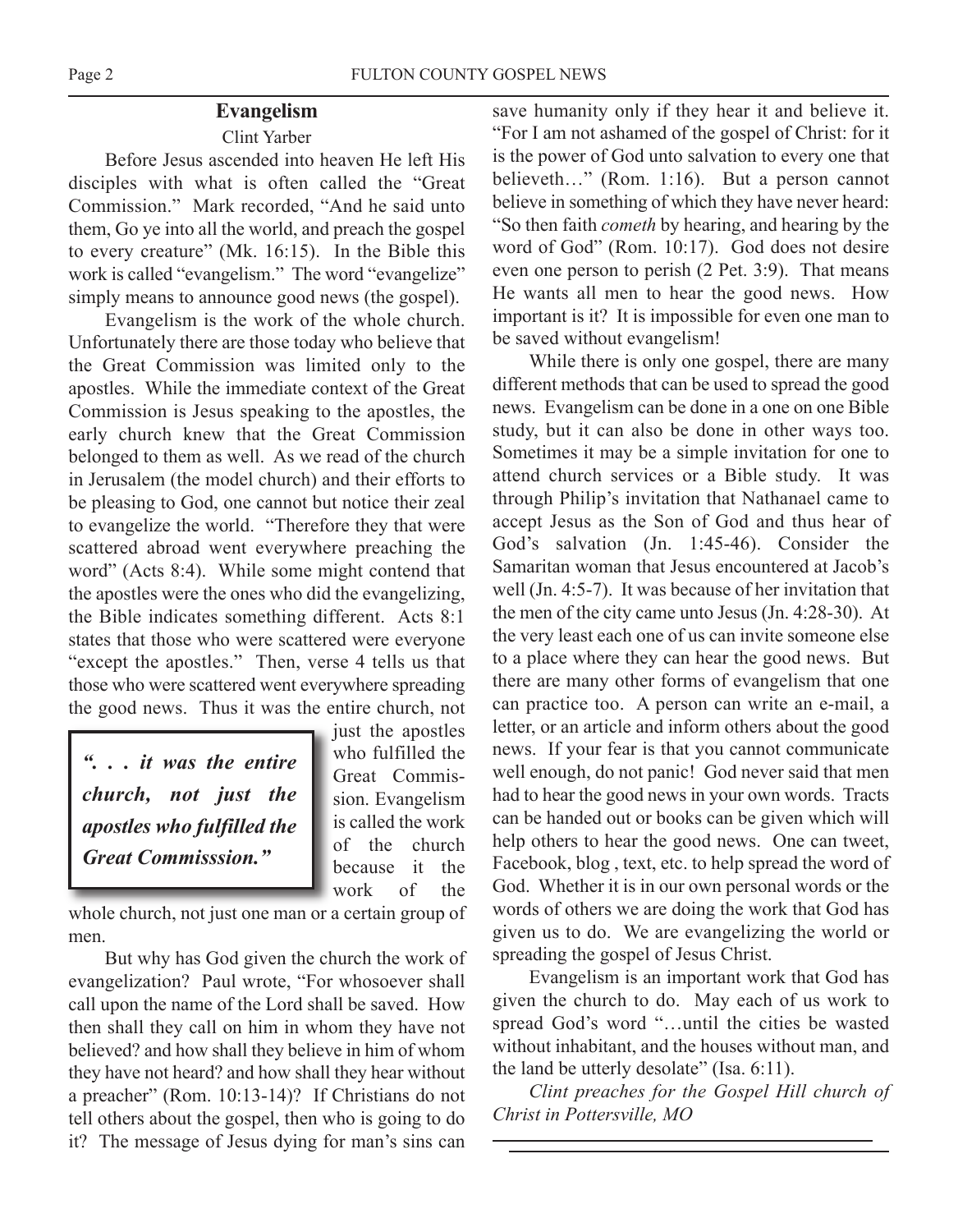## Evangelism

Clint Yarber

Before Jesus ascended into heaven He left His disciples with what is often called the "Great Commission." Mark recorded, "And he said unto them, Go ye into all the world, and preach the gospel to every creature" (Mk. 16:15). In the Bible this work is called "evangelism." The word "evangelize" simply means to announce good news (the gospel).

Evangelism is the work of the whole church. Unfortunately there are those today who believe that the Great Commission was limited only to the apostles. While the immediate context of the Great Commission is Jesus speaking to the apostles, the early church knew that the Great Commission belonged to them as well. As we read of the church in Jerusalem (the model church) and their efforts to be pleasing to God, one cannot but notice their zeal to evangelize the world. "Therefore they that were scattered abroad went everywhere preaching the word" (Acts 8:4). While some might contend that the apostles were the ones who did the evangelizing, the Bible indicates something different. Acts 8:1 states that those who were scattered were everyone "except the apostles." Then, verse 4 tells us that those who were scattered went everywhere spreading the good news. Thus it was the entire church, not just the apostles who fulfilled the Great Commission. Evangelism is called the work of the church because it the work of the whole church, not just one man or a certain group of men.

> ***". . . it was the entire church, not just the apostles who fulfilled the Great Commisssion."***

But why has God given the church the work of evangelization? Paul wrote, "For whosoever shall call upon the name of the Lord shall be saved. How then shall they call on him in whom they have not believed? and how shall they believe in him of whom they have not heard? and how shall they hear without a preacher" (Rom. 10:13-14)? If Christians do not tell others about the gospel, then who is going to do it? The message of Jesus dying for man's sins can save humanity only if they hear it and believe it. "For I am not ashamed of the gospel of Christ: for it is the power of God unto salvation to every one that believeth…" (Rom. 1:16). But a person cannot believe in something of which they have never heard: "So then faith *cometh* by hearing, and hearing by the word of God" (Rom. 10:17). God does not desire even one person to perish (2 Pet. 3:9). That means He wants all men to hear the good news. How important is it? It is impossible for even one man to be saved without evangelism!

While there is only one gospel, there are many different methods that can be used to spread the good news. Evangelism can be done in a one on one Bible study, but it can also be done in other ways too. Sometimes it may be a simple invitation for one to attend church services or a Bible study. It was through Philip's invitation that Nathanael came to accept Jesus as the Son of God and thus hear of God's salvation (Jn. 1:45-46). Consider the Samaritan woman that Jesus encountered at Jacob's well (Jn. 4:5-7). It was because of her invitation that the men of the city came unto Jesus (Jn. 4:28-30). At the very least each one of us can invite someone else to a place where they can hear the good news. But there are many other forms of evangelism that one can practice too. A person can write an e-mail, a letter, or an article and inform others about the good news. If your fear is that you cannot communicate well enough, do not panic! God never said that men had to hear the good news in your own words. Tracts can be handed out or books can be given which will help others to hear the good news. One can tweet, Facebook, blog , text, etc. to help spread the word of God. Whether it is in our own personal words or the words of others we are doing the work that God has given us to do. We are evangelizing the world or spreading the gospel of Jesus Christ.

Evangelism is an important work that God has given the church to do. May each of us work to spread God's word "…until the cities be wasted without inhabitant, and the houses without man, and the land be utterly desolate" (Isa. 6:11).

*Clint preaches for the Gospel Hill church of Christ in Pottersville, MO*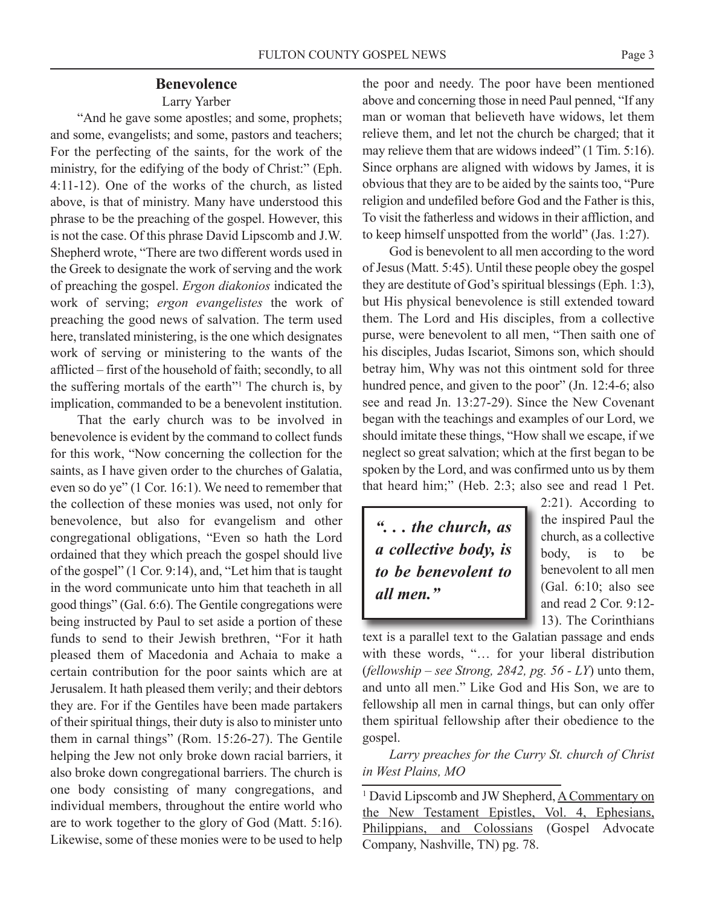## Benevolence

Larry Yarber

"And he gave some apostles; and some, prophets; and some, evangelists; and some, pastors and teachers; For the perfecting of the saints, for the work of the ministry, for the edifying of the body of Christ:" (Eph. 4:11-12). One of the works of the church, as listed above, is that of ministry. Many have understood this phrase to be the preaching of the gospel. However, this is not the case. Of this phrase David Lipscomb and J.W. Shepherd wrote, "There are two different words used in the Greek to designate the work of serving and the work of preaching the gospel. *Ergon diakonios* indicated the work of serving; *ergon evangelistes* the work of preaching the good news of salvation. The term used here, translated ministering, is the one which designates work of serving or ministering to the wants of the afflicted – first of the household of faith; secondly, to all the suffering mortals of the earth"[1] The church is, by implication, commanded to be a benevolent institution.

That the early church was to be involved in benevolence is evident by the command to collect funds for this work, "Now concerning the collection for the saints, as I have given order to the churches of Galatia, even so do ye" (1 Cor. 16:1). We need to remember that the collection of these monies was used, not only for benevolence, but also for evangelism and other congregational obligations, "Even so hath the Lord ordained that they which preach the gospel should live of the gospel" (1 Cor. 9:14), and, "Let him that is taught in the word communicate unto him that teacheth in all good things" (Gal. 6:6). The Gentile congregations were being instructed by Paul to set aside a portion of these funds to send to their Jewish brethren, "For it hath pleased them of Macedonia and Achaia to make a certain contribution for the poor saints which are at Jerusalem. It hath pleased them verily; and their debtors they are. For if the Gentiles have been made partakers of their spiritual things, their duty is also to minister unto them in carnal things" (Rom. 15:26-27). The Gentile helping the Jew not only broke down racial barriers, it also broke down congregational barriers. The church is one body consisting of many congregations, and individual members, throughout the entire world who are to work together to the glory of God (Matt. 5:16). Likewise, some of these monies were to be used to help the poor and needy. The poor have been mentioned above and concerning those in need Paul penned, "If any man or woman that believeth have widows, let them relieve them, and let not the church be charged; that it may relieve them that are widows indeed" (1 Tim. 5:16). Since orphans are aligned with widows by James, it is obvious that they are to be aided by the saints too, "Pure religion and undefiled before God and the Father is this, To visit the fatherless and widows in their affliction, and to keep himself unspotted from the world" (Jas. 1:27).

God is benevolent to all men according to the word of Jesus (Matt. 5:45). Until these people obey the gospel they are destitute of God's spiritual blessings (Eph. 1:3), but His physical benevolence is still extended toward them. The Lord and His disciples, from a collective purse, were benevolent to all men, "Then saith one of his disciples, Judas Iscariot, Simons son, which should betray him, Why was not this ointment sold for three hundred pence, and given to the poor" (Jn. 12:4-6; also see and read Jn. 13:27-29). Since the New Covenant began with the teachings and examples of our Lord, we should imitate these things, "How shall we escape, if we neglect so great salvation; which at the first began to be spoken by the Lord, and was confirmed unto us by them that heard him;" (Heb. 2:3; also see and read 1 Pet. 2:21). According to the inspired Paul the church, as a collective body, is to be benevolent to all men (Gal. 6:10; also see and read 2 Cor. 9:12-13). The Corinthians text is a parallel text to the Galatian passage and ends with these words, "… for your liberal distribution (*fellowship – see Strong, 2842, pg. 56 - LY*) unto them, and unto all men." Like God and His Son, we are to fellowship all men in carnal things, but can only offer them spiritual fellowship after their obedience to the gospel.

> ***". . . the church, as a collective body, is to be benevolent to all men."***

*Larry preaches for the Curry St. church of Christ in West Plains, MO*

---

[1] David Lipscomb and JW Shepherd, A Commentary on the New Testament Epistles, Vol. 4, Ephesians, Philippians, and Colossians (Gospel Advocate Company, Nashville, TN) pg. 78.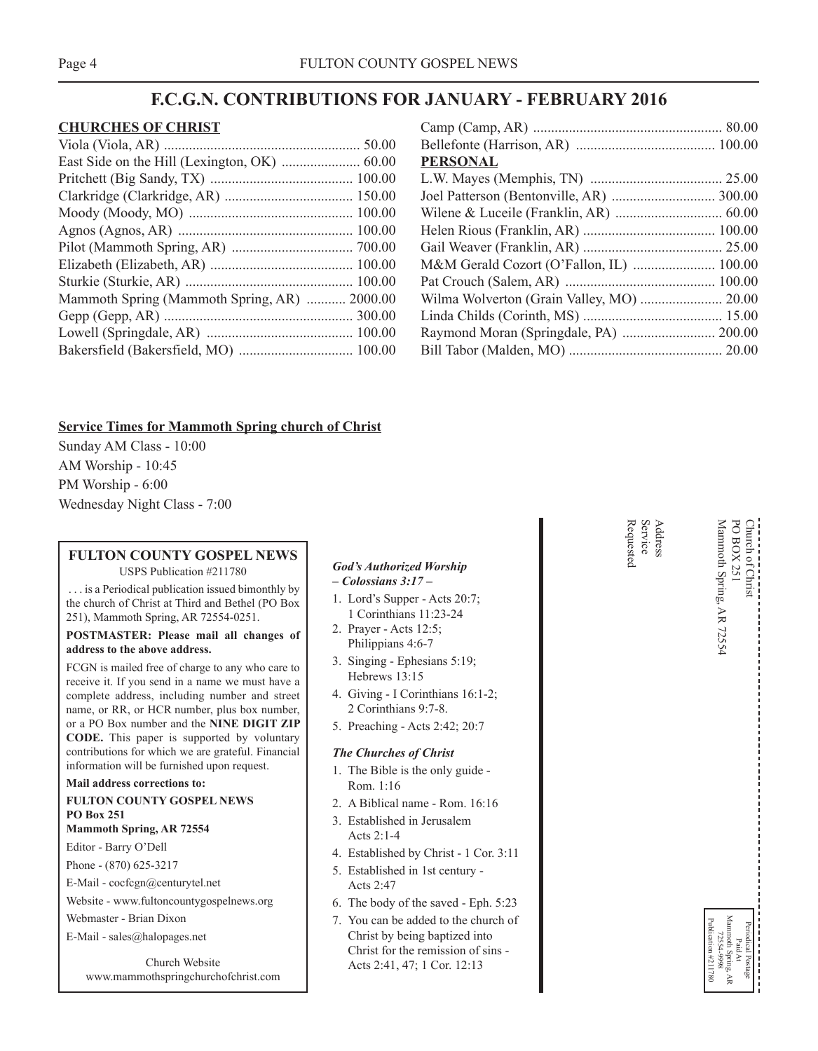# F.C.G.N. CONTRIBUTIONS FOR JANUARY - FEBRUARY 2016

## CHURCHES OF CHRIST

| | |
|---|---|
| Viola (Viola, AR) | 50.00 |
| East Side on the Hill (Lexington, OK) | 60.00 |
| Pritchett (Big Sandy, TX) | 100.00 |
| Clarkridge (Clarkridge, AR) | 150.00 |
| Moody (Moody, MO) | 100.00 |
| Agnos (Agnos, AR) | 100.00 |
| Pilot (Mammoth Spring, AR) | 700.00 |
| Elizabeth (Elizabeth, AR) | 100.00 |
| Sturkie (Sturkie, AR) | 100.00 |
| Mammoth Spring (Mammoth Spring, AR) | 2000.00 |
| Gepp (Gepp, AR) | 300.00 |
| Lowell (Springdale, AR) | 100.00 |
| Bakersfield (Bakersfield, MO) | 100.00 |
| Camp (Camp, AR) | 80.00 |
| Bellefonte (Harrison, AR) | 100.00 |

## PERSONAL

| | |
|---|---|
| L.W. Mayes (Memphis, TN) | 25.00 |
| Joel Patterson (Bentonville, AR) | 300.00 |
| Wilene & Luceile (Franklin, AR) | 60.00 |
| Helen Rious (Franklin, AR) | 100.00 |
| Gail Weaver (Franklin, AR) | 25.00 |
| M&M Gerald Cozort (O'Fallon, IL) | 100.00 |
| Pat Crouch (Salem, AR) | 100.00 |
| Wilma Wolverton (Grain Valley, MO) | 20.00 |
| Linda Childs (Corinth, MS) | 15.00 |
| Raymond Moran (Springdale, PA) | 200.00 |
| Bill Tabor (Malden, MO) | 20.00 |

**Service Times for Mammoth Spring church of Christ**

Sunday AM Class - 10:00

AM Worship - 10:45

PM Worship - 6:00

Wednesday Night Class - 7:00

## FULTON COUNTY GOSPEL NEWS

USPS Publication #211780

. . . is a Periodical publication issued bimonthly by the church of Christ at Third and Bethel (PO Box 251), Mammoth Spring, AR 72554-0251.

**POSTMASTER: Please mail all changes of address to the above address.**

FCGN is mailed free of charge to any who care to receive it. If you send in a name we must have a complete address, including number and street name, or RR, or HCR number, plus box number, or a PO Box number and the **NINE DIGIT ZIP CODE.** This paper is supported by voluntary contributions for which we are grateful. Financial information will be furnished upon request.

**Mail address corrections to:**

**FULTON COUNTY GOSPEL NEWS**
**PO Box 251**
**Mammoth Spring, AR 72554**

Editor - Barry O'Dell

Phone - (870) 625-3217

E-Mail - cocfcgn@centurytel.net

Website - www.fultoncountygospelnews.org

Webmaster - Brian Dixon

E-Mail - sales@halopages.net

Church Website
www.mammothspringchurchofchrist.com

***God's Authorized Worship***
***– Colossians 3:17 –***

1. Lord's Supper - Acts 20:7; 1 Corinthians 11:23-24
2. Prayer - Acts 12:5; Philippians 4:6-7
3. Singing - Ephesians 5:19; Hebrews 13:15
4. Giving - I Corinthians 16:1-2; 2 Corinthians 9:7-8.
5. Preaching - Acts 2:42; 20:7

***The Churches of Christ***

1. The Bible is the only guide - Rom. 1:16
2. A Biblical name - Rom. 16:16
3. Established in Jerusalem Acts 2:1-4
4. Established by Christ - 1 Cor. 3:11
5. Established in 1st century - Acts 2:47
6. The body of the saved - Eph. 5:23
7. You can be added to the church of Christ by being baptized into Christ for the remission of sins - Acts 2:41, 47; 1 Cor. 12:13

Church of Christ
PO BOX 251
Mammoth Spring, AR 72554

Address
Service
Requested

Periodical Postage
Paid At
Mammoth Spring, AR
72554-9998
Publication #211780